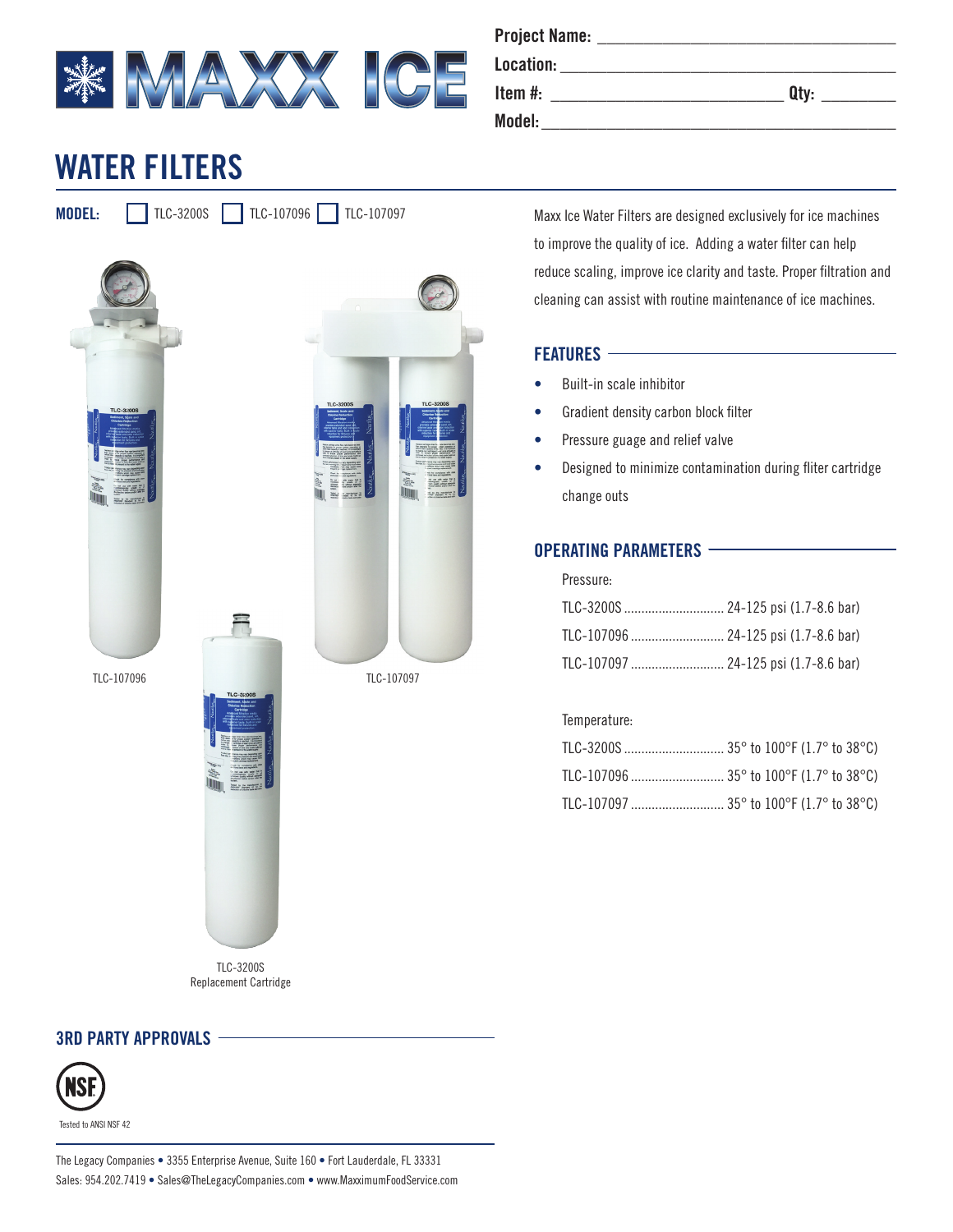MAXX ICE

**Project Name:** ______________________

**Location:** ______________________

**Item #:** ______________________ **Qty:** ________

**Model:** ______________________

# WATER FILTERS

**MODEL:** ☐ TLC-3200S ☐ TLC-107096 ☐ TLC-107097

TLC-107096

TLC-107097

TLC-3200S
Replacement Cartridge

Maxx Ice Water Filters are designed exclusively for ice machines to improve the quality of ice. Adding a water filter can help reduce scaling, improve ice clarity and taste. Proper filtration and cleaning can assist with routine maintenance of ice machines.

## FEATURES

- Built-in scale inhibitor
- Gradient density carbon block filter
- Pressure guage and relief valve
- Designed to minimize contamination during fliter cartridge change outs

## OPERATING PARAMETERS

Pressure:

| Model | Pressure |
| --- | --- |
| TLC-3200S | 24-125 psi (1.7-8.6 bar) |
| TLC-107096 | 24-125 psi (1.7-8.6 bar) |
| TLC-107097 | 24-125 psi (1.7-8.6 bar) |

Temperature:

| Model | Temperature |
| --- | --- |
| TLC-3200S | 35° to 100°F (1.7° to 38°C) |
| TLC-107096 | 35° to 100°F (1.7° to 38°C) |
| TLC-107097 | 35° to 100°F (1.7° to 38°C) |

## 3RD PARTY APPROVALS

NSF

Tested to ANSI NSF 42

The Legacy Companies • 3355 Enterprise Avenue, Suite 160 • Fort Lauderdale, FL 33331
Sales: 954.202.7419 • Sales@TheLegacyCompanies.com • www.MaxximumFoodService.com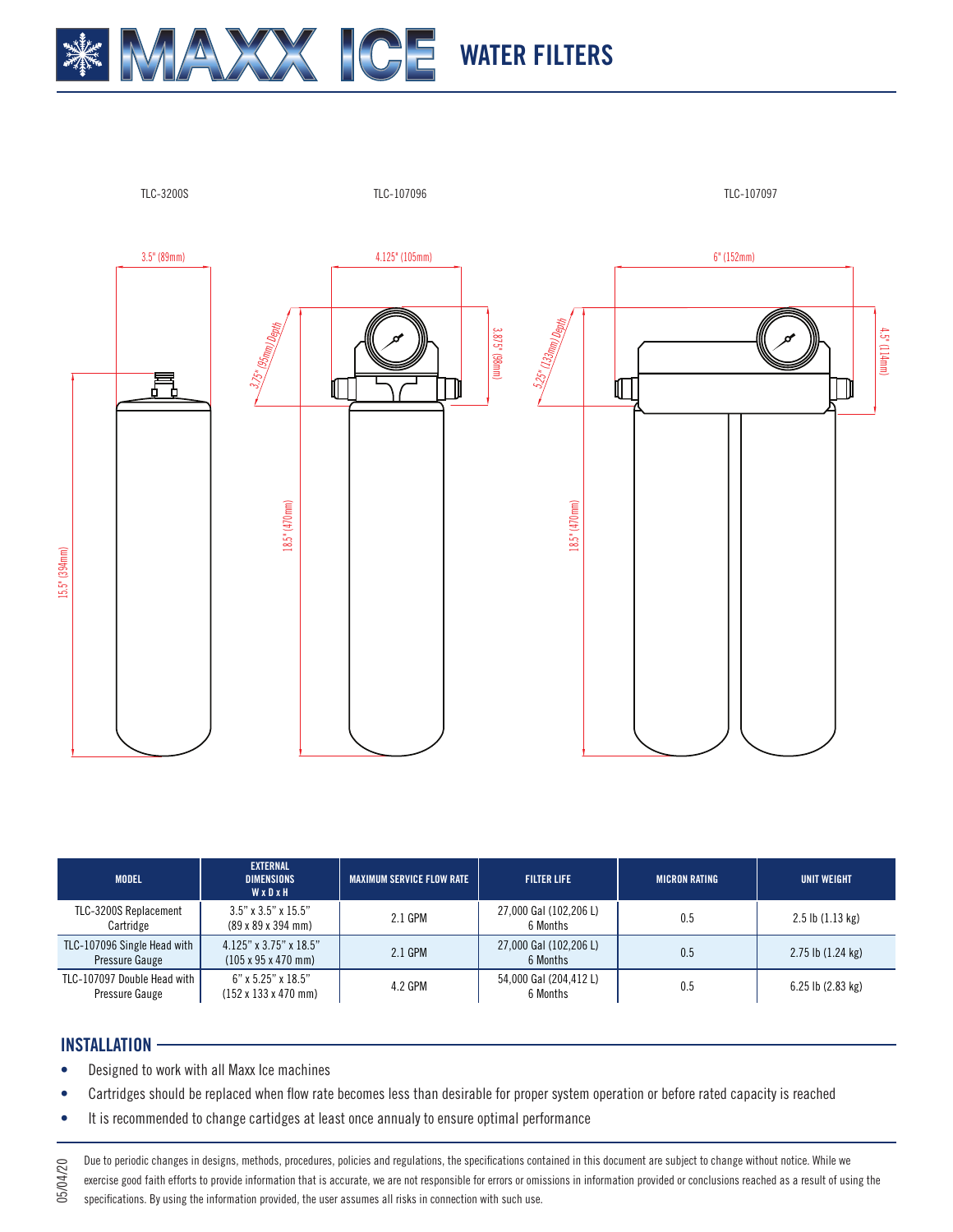# MAXX ICE WATER FILTERS

TLC-3200S

TLC-107096

TLC-107097

3.5" (89mm)

15.5" (394mm)

4.125" (105mm)

3.75" (95mm) Depth

3.875" (98mm)

18.5" (470mm)

6" (152mm)

5.25" (133mm) Depth

4.5" (114mm)

18.5" (470mm)

| MODEL | EXTERNAL DIMENSIONS W x D x H | MAXIMUM SERVICE FLOW RATE | FILTER LIFE | MICRON RATING | UNIT WEIGHT |
|---|---|---|---|---|---|
| TLC-3200S Replacement Cartridge | 3.5" x 3.5" x 15.5" (89 x 89 x 394 mm) | 2.1 GPM | 27,000 Gal (102,206 L) 6 Months | 0.5 | 2.5 lb (1.13 kg) |
| TLC-107096 Single Head with Pressure Gauge | 4.125" x 3.75" x 18.5" (105 x 95 x 470 mm) | 2.1 GPM | 27,000 Gal (102,206 L) 6 Months | 0.5 | 2.75 lb (1.24 kg) |
| TLC-107097 Double Head with Pressure Gauge | 6" x 5.25" x 18.5" (152 x 133 x 470 mm) | 4.2 GPM | 54,000 Gal (204,412 L) 6 Months | 0.5 | 6.25 lb (2.83 kg) |

## INSTALLATION

- Designed to work with all Maxx Ice machines
- Cartridges should be replaced when flow rate becomes less than desirable for proper system operation or before rated capacity is reached
- It is recommended to change cartridges at least once annualy to ensure optimal performance

05/04/20

Due to periodic changes in designs, methods, procedures, policies and regulations, the specifications contained in this document are subject to change without notice. While we exercise good faith efforts to provide information that is accurate, we are not responsible for errors or omissions in information provided or conclusions reached as a result of using the specifications. By using the information provided, the user assumes all risks in connection with such use.